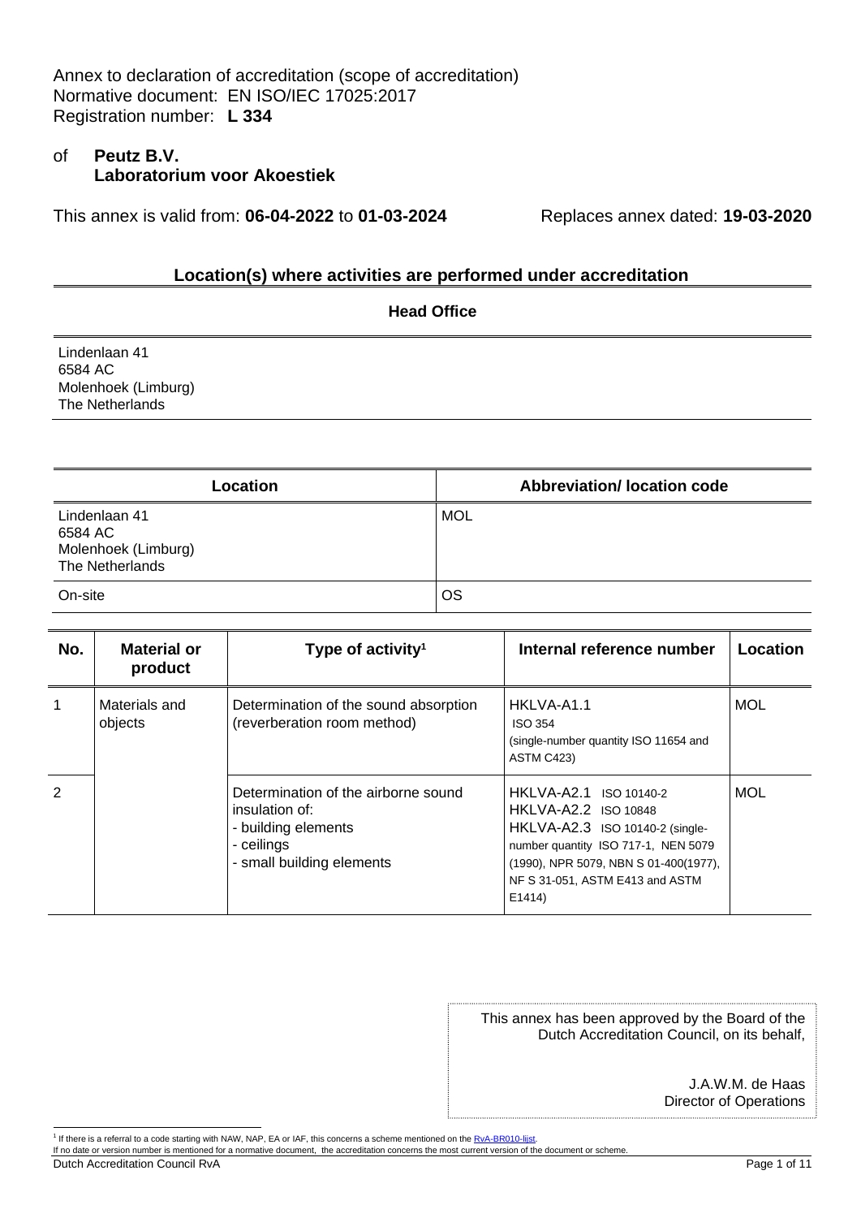Annex to declaration of accreditation (scope of accreditation)
Normative document: EN ISO/IEC 17025:2017
Registration number: **L 334**

of **Peutz B.V.**
**Laboratorium voor Akoestiek**

This annex is valid from: **06-04-2022** to **01-03-2024** Replaces annex dated: **19-03-2020**

## Location(s) where activities are performed under accreditation

**Head Office**

Lindenlaan 41
6584 AC
Molenhoek (Limburg)
The Netherlands

| Location | Abbreviation/ location code |
|---|---|
| Lindenlaan 41<br>6584 AC<br>Molenhoek (Limburg)<br>The Netherlands | MOL |
| On-site | OS |

| No. | Material or product | Type of activity[1] | Internal reference number | Location |
|---|---|---|---|---|
| 1 | Materials and objects | Determination of the sound absorption (reverberation room method) | HKLVA-A1.1<br>ISO 354<br>(single-number quantity ISO 11654 and ASTM C423) | MOL |
| 2 | | Determination of the airborne sound insulation of:<br>- building elements<br>- ceilings<br>- small building elements | HKLVA-A2.1 ISO 10140-2<br>HKLVA-A2.2 ISO 10848<br>HKLVA-A2.3 ISO 10140-2 (single-number quantity ISO 717-1, NEN 5079 (1990), NPR 5079, NBN S 01-400(1977), NF S 31-051, ASTM E413 and ASTM E1414) | MOL |

This annex has been approved by the Board of the Dutch Accreditation Council, on its behalf,

J.A.W.M. de Haas
Director of Operations

[1] If there is a referral to a code starting with NAW, NAP, EA or IAF, this concerns a scheme mentioned on the RvA-BR010-lijst.
If no date or version number is mentioned for a normative document, the accreditation concerns the most current version of the document or scheme.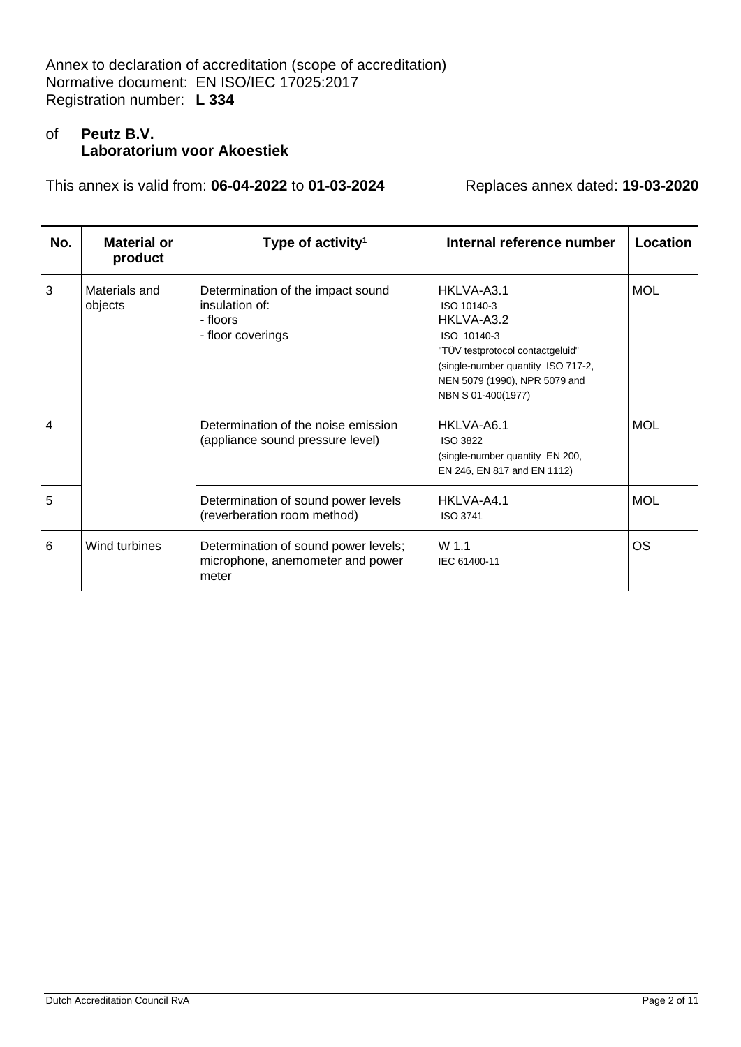Annex to declaration of accreditation (scope of accreditation)
Normative document: EN ISO/IEC 17025:2017
Registration number: **L 334**

of **Peutz B.V.**
**Laboratorium voor Akoestiek**

This annex is valid from: **06-04-2022** to **01-03-2024** Replaces annex dated: **19-03-2020**

| No. | Material or product | Type of activity[1] | Internal reference number | Location |
|---|---|---|---|---|
| 3 | Materials and objects | Determination of the impact sound insulation of:<br>- floors<br>- floor coverings | HKLVA-A3.1<br>ISO 10140-3<br>HKLVA-A3.2<br>ISO 10140-3<br>"TÜV testprotocol contactgeluid"<br>(single-number quantity ISO 717-2, NEN 5079 (1990), NPR 5079 and NBN S 01-400(1977) | MOL |
| 4 | | Determination of the noise emission (appliance sound pressure level) | HKLVA-A6.1<br>ISO 3822<br>(single-number quantity EN 200, EN 246, EN 817 and EN 1112) | MOL |
| 5 | | Determination of sound power levels (reverberation room method) | HKLVA-A4.1<br>ISO 3741 | MOL |
| 6 | Wind turbines | Determination of sound power levels; microphone, anemometer and power meter | W 1.1<br>IEC 61400-11 | OS |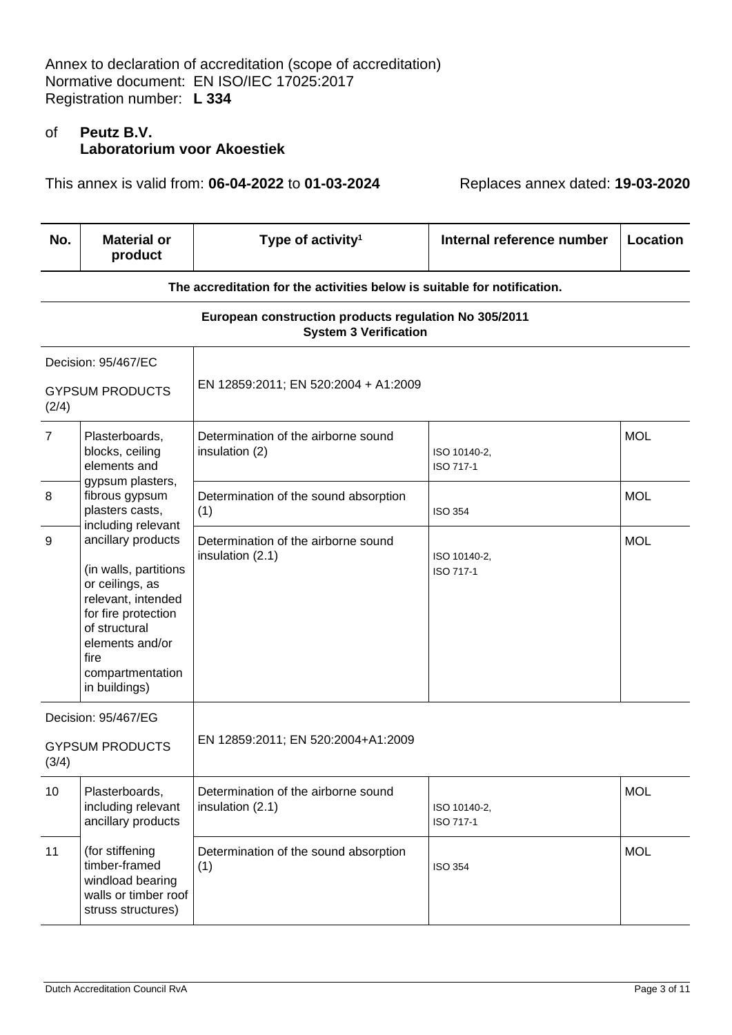Annex to declaration of accreditation (scope of accreditation)
Normative document: EN ISO/IEC 17025:2017
Registration number: **L 334**

of **Peutz B.V.**
**Laboratorium voor Akoestiek**

This annex is valid from: **06-04-2022** to **01-03-2024** Replaces annex dated: **19-03-2020**

| No. | Material or product | Type of activity[1] | Internal reference number | Location |
|---|---|---|---|---|
| **The accreditation for the activities below is suitable for notification.** | | | | |
| **European construction products regulation No 305/2011 System 3 Verification** | | | | |
| Decision: 95/467/EC<br><br>GYPSUM PRODUCTS (2/4) | | EN 12859:2011; EN 520:2004 + A1:2009 | | |
| 7 | Plasterboards, blocks, ceiling elements and gypsum plasters, fibrous gypsum plasters casts, including relevant ancillary products<br><br>(in walls, partitions or ceilings, as relevant, intended for fire protection of structural elements and/or fire compartmentation in buildings) | Determination of the airborne sound insulation (2) | ISO 10140-2, ISO 717-1 | MOL |
| 8 | | Determination of the sound absorption (1) | ISO 354 | MOL |
| 9 | | Determination of the airborne sound insulation (2.1) | ISO 10140-2, ISO 717-1 | MOL |
| Decision: 95/467/EG<br><br>GYPSUM PRODUCTS (3/4) | | EN 12859:2011; EN 520:2004+A1:2009 | | |
| 10 | Plasterboards, including relevant ancillary products<br><br>(for stiffening timber-framed windload bearing walls or timber roof struss structures) | Determination of the airborne sound insulation (2.1) | ISO 10140-2, ISO 717-1 | MOL |
| 11 | | Determination of the sound absorption (1) | ISO 354 | MOL |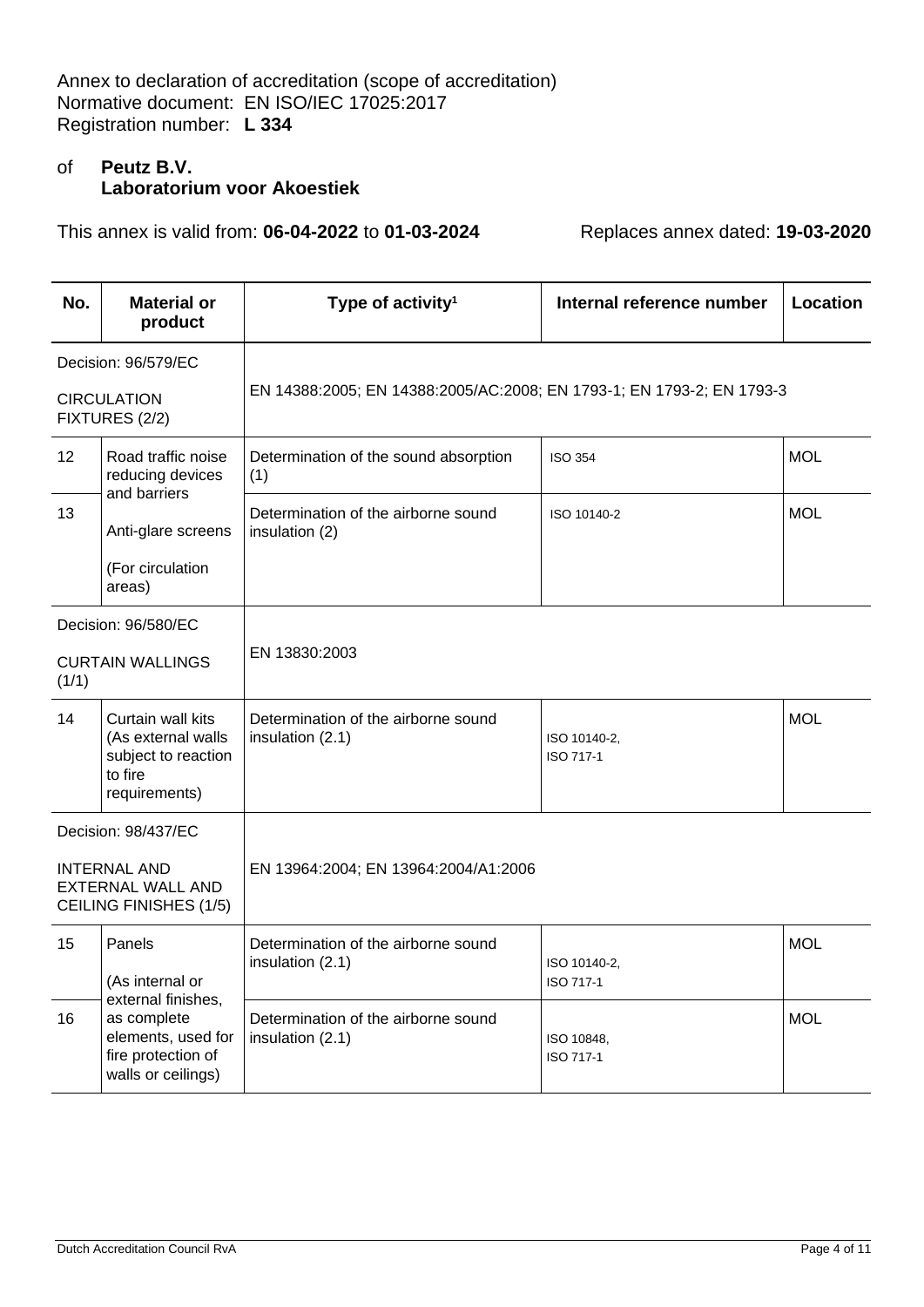Annex to declaration of accreditation (scope of accreditation)
Normative document: EN ISO/IEC 17025:2017
Registration number: **L 334**

of **Peutz B.V.**
**Laboratorium voor Akoestiek**

This annex is valid from: **06-04-2022** to **01-03-2024** Replaces annex dated: **19-03-2020**

| No. | Material or product | Type of activity[1] | Internal reference number | Location |
|---|---|---|---|---|
| Decision: 96/579/EC<br>CIRCULATION FIXTURES (2/2) | | EN 14388:2005; EN 14388:2005/AC:2008; EN 1793-1; EN 1793-2; EN 1793-3 | | |
| 12 | Road traffic noise reducing devices and barriers<br>Anti-glare screens<br>(For circulation areas) | Determination of the sound absorption (1) | ISO 354 | MOL |
| 13 | | Determination of the airborne sound insulation (2) | ISO 10140-2 | MOL |
| Decision: 96/580/EC<br>CURTAIN WALLINGS (1/1) | | EN 13830:2003 | | |
| 14 | Curtain wall kits (As external walls subject to reaction to fire requirements) | Determination of the airborne sound insulation (2.1) | ISO 10140-2,<br>ISO 717-1 | MOL |
| Decision: 98/437/EC<br>INTERNAL AND EXTERNAL WALL AND CEILING FINISHES (1/5) | | EN 13964:2004; EN 13964:2004/A1:2006 | | |
| 15 | Panels<br>(As internal or external finishes, as complete elements, used for fire protection of walls or ceilings) | Determination of the airborne sound insulation (2.1) | ISO 10140-2,<br>ISO 717-1 | MOL |
| 16 | | Determination of the airborne sound insulation (2.1) | ISO 10848,<br>ISO 717-1 | MOL |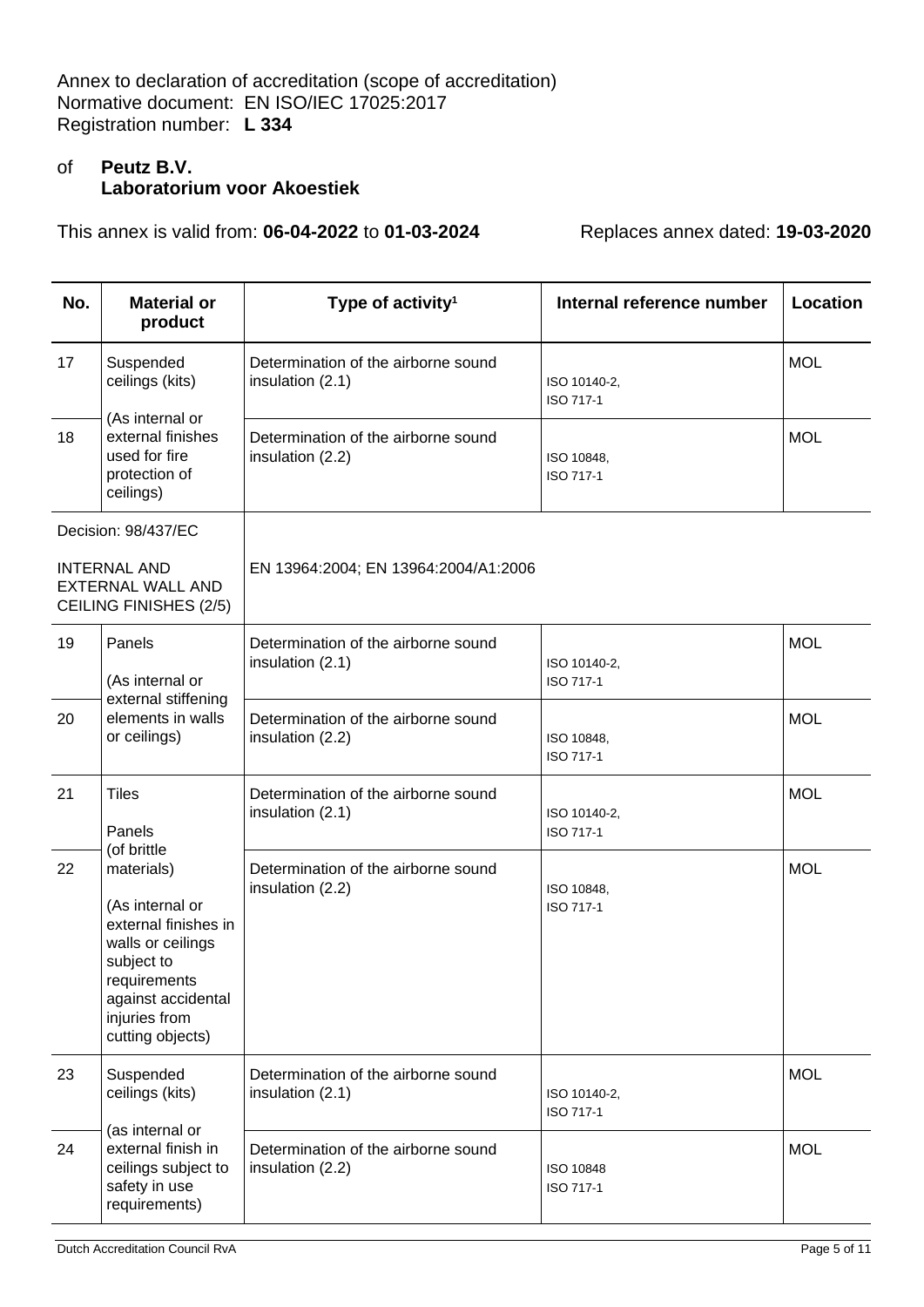Annex to declaration of accreditation (scope of accreditation)
Normative document: EN ISO/IEC 17025:2017
Registration number: **L 334**

of **Peutz B.V.**
**Laboratorium voor Akoestiek**

This annex is valid from: **06-04-2022** to **01-03-2024** Replaces annex dated: **19-03-2020**

| No. | Material or product | Type of activity[1] | Internal reference number | Location |
|---|---|---|---|---|
| 17 | Suspended ceilings (kits) (As internal or external finishes used for fire protection of ceilings) | Determination of the airborne sound insulation (2.1) | ISO 10140-2, ISO 717-1 | MOL |
| 18 | | Determination of the airborne sound insulation (2.2) | ISO 10848, ISO 717-1 | MOL |
| Decision: 98/437/EC INTERNAL AND EXTERNAL WALL AND CEILING FINISHES (2/5) | | EN 13964:2004; EN 13964:2004/A1:2006 | | |
| 19 | Panels (As internal or external stiffening elements in walls or ceilings) | Determination of the airborne sound insulation (2.1) | ISO 10140-2, ISO 717-1 | MOL |
| 20 | | Determination of the airborne sound insulation (2.2) | ISO 10848, ISO 717-1 | MOL |
| 21 | Tiles Panels (of brittle materials) (As internal or external finishes in walls or ceilings subject to requirements against accidental injuries from cutting objects) | Determination of the airborne sound insulation (2.1) | ISO 10140-2, ISO 717-1 | MOL |
| 22 | | Determination of the airborne sound insulation (2.2) | ISO 10848, ISO 717-1 | MOL |
| 23 | Suspended ceilings (kits) (as internal or external finish in ceilings subject to safety in use requirements) | Determination of the airborne sound insulation (2.1) | ISO 10140-2, ISO 717-1 | MOL |
| 24 | | Determination of the airborne sound insulation (2.2) | ISO 10848 ISO 717-1 | MOL |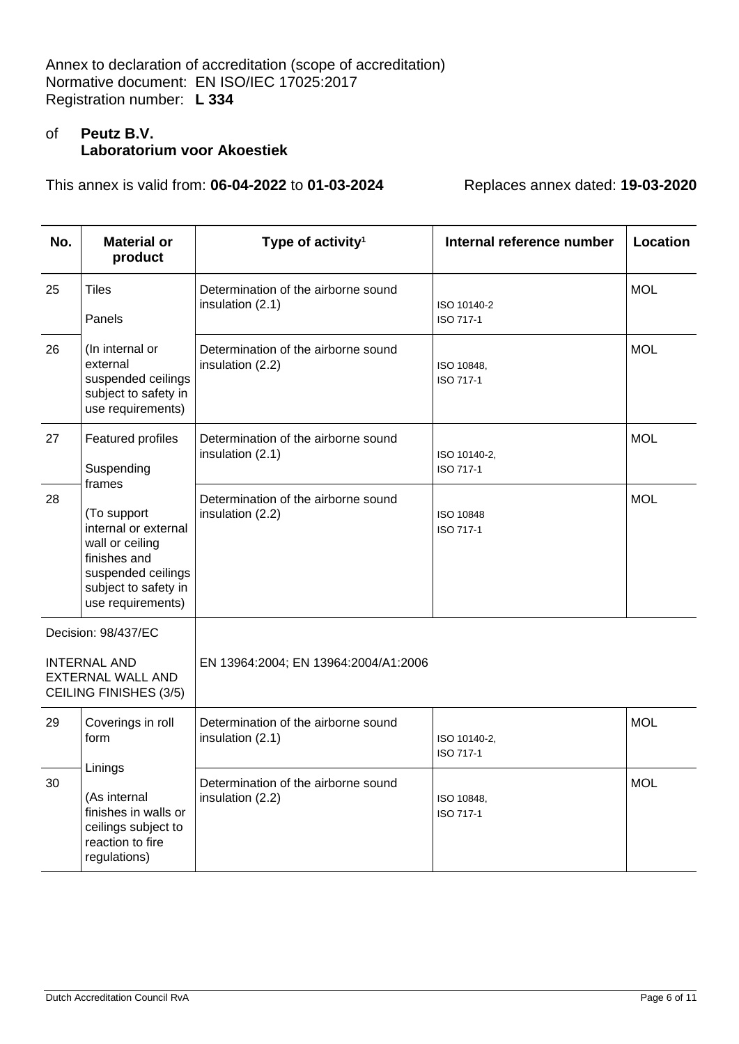Annex to declaration of accreditation (scope of accreditation)
Normative document: EN ISO/IEC 17025:2017
Registration number: **L 334**

of **Peutz B.V.**
**Laboratorium voor Akoestiek**

This annex is valid from: **06-04-2022** to **01-03-2024** Replaces annex dated: **19-03-2020**

| No. | Material or product | Type of activity[1] | Internal reference number | Location |
|---|---|---|---|---|
| 25 | Tiles<br>Panels<br>(In internal or external suspended ceilings subject to safety in use requirements) | Determination of the airborne sound insulation (2.1) | ISO 10140-2<br>ISO 717-1 | MOL |
| 26 | | Determination of the airborne sound insulation (2.2) | ISO 10848,<br>ISO 717-1 | MOL |
| 27 | Featured profiles<br>Suspending frames<br>(To support internal or external wall or ceiling finishes and suspended ceilings subject to safety in use requirements) | Determination of the airborne sound insulation (2.1) | ISO 10140-2,<br>ISO 717-1 | MOL |
| 28 | | Determination of the airborne sound insulation (2.2) | ISO 10848<br>ISO 717-1 | MOL |
| Decision: 98/437/EC<br><br>INTERNAL AND EXTERNAL WALL AND CEILING FINISHES (3/5) | | EN 13964:2004; EN 13964:2004/A1:2006 | | |
| 29 | Coverings in roll form<br>Linings<br>(As internal finishes in walls or ceilings subject to reaction to fire regulations) | Determination of the airborne sound insulation (2.1) | ISO 10140-2,<br>ISO 717-1 | MOL |
| 30 | | Determination of the airborne sound insulation (2.2) | ISO 10848,<br>ISO 717-1 | MOL |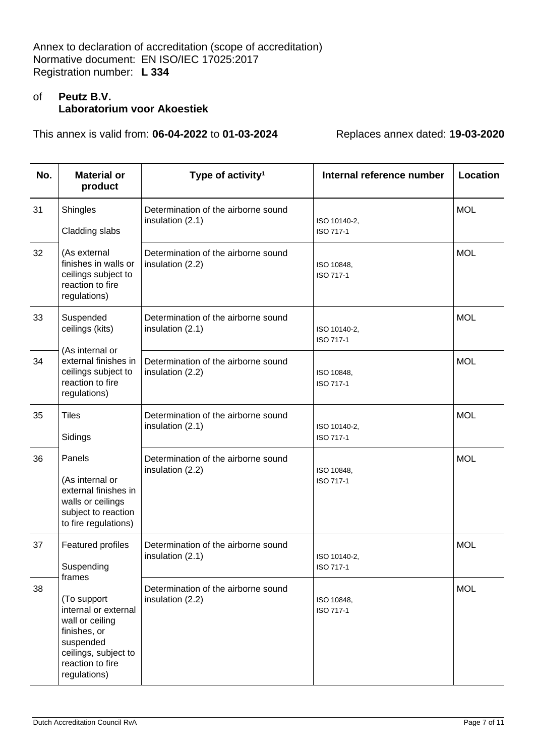Annex to declaration of accreditation (scope of accreditation)
Normative document: EN ISO/IEC 17025:2017
Registration number: **L 334**

of **Peutz B.V.**
**Laboratorium voor Akoestiek**

This annex is valid from: **06-04-2022** to **01-03-2024** Replaces annex dated: **19-03-2020**

| No. | Material or product | Type of activity[1] | Internal reference number | Location |
|---|---|---|---|---|
| 31 | Shingles<br>Cladding slabs<br>(As external finishes in walls or ceilings subject to reaction to fire regulations) | Determination of the airborne sound insulation (2.1) | ISO 10140-2, ISO 717-1 | MOL |
| 32 | | Determination of the airborne sound insulation (2.2) | ISO 10848, ISO 717-1 | MOL |
| 33 | Suspended ceilings (kits)<br>(As internal or external finishes in ceilings subject to reaction to fire regulations) | Determination of the airborne sound insulation (2.1) | ISO 10140-2, ISO 717-1 | MOL |
| 34 | | Determination of the airborne sound insulation (2.2) | ISO 10848, ISO 717-1 | MOL |
| 35 | Tiles<br>Sidings<br>Panels<br>(As internal or external finishes in walls or ceilings subject to reaction to fire regulations) | Determination of the airborne sound insulation (2.1) | ISO 10140-2, ISO 717-1 | MOL |
| 36 | | Determination of the airborne sound insulation (2.2) | ISO 10848, ISO 717-1 | MOL |
| 37 | Featured profiles<br>Suspending frames<br>(To support internal or external wall or ceiling finishes, or suspended ceilings, subject to reaction to fire regulations) | Determination of the airborne sound insulation (2.1) | ISO 10140-2, ISO 717-1 | MOL |
| 38 | | Determination of the airborne sound insulation (2.2) | ISO 10848, ISO 717-1 | MOL |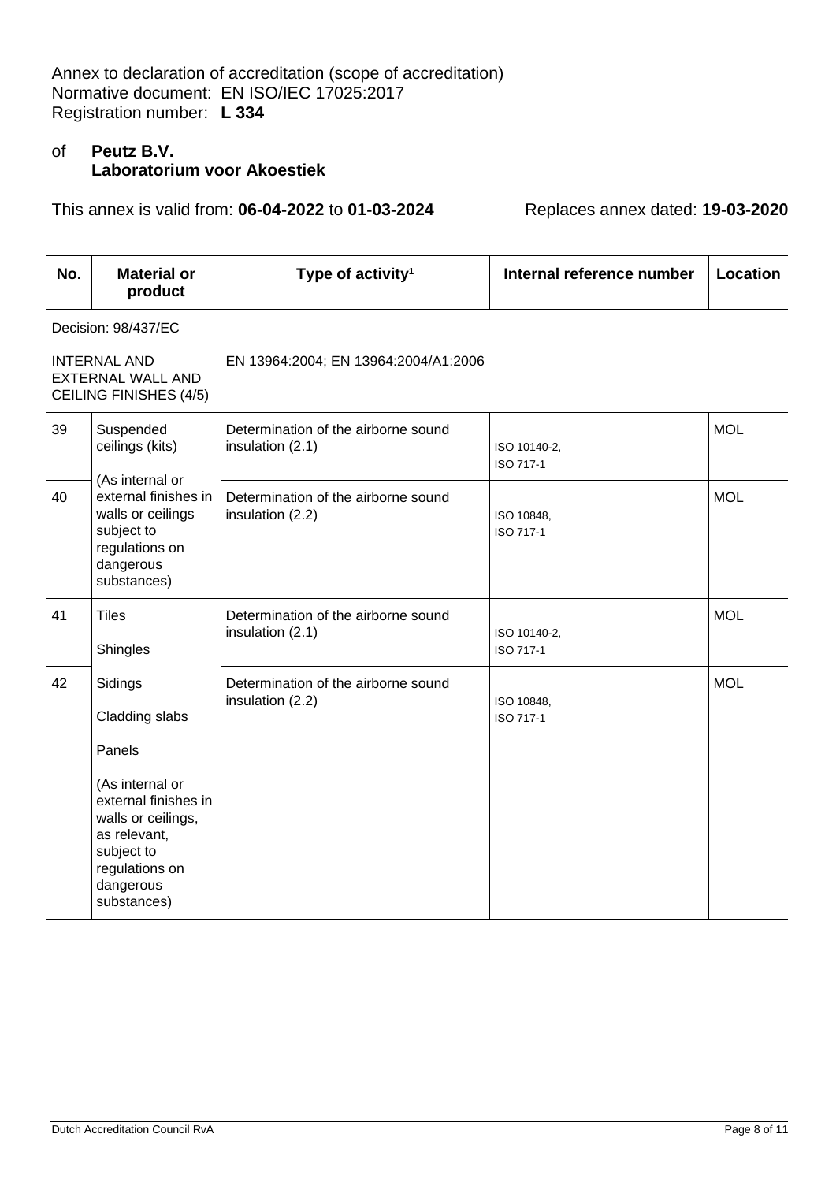Annex to declaration of accreditation (scope of accreditation)
Normative document: EN ISO/IEC 17025:2017
Registration number: **L 334**

of **Peutz B.V.**
**Laboratorium voor Akoestiek**

This annex is valid from: **06-04-2022** to **01-03-2024** Replaces annex dated: **19-03-2020**

| No. | Material or product | Type of activity[1] | Internal reference number | Location |
|---|---|---|---|---|
| Decision: 98/437/EC<br><br>INTERNAL AND EXTERNAL WALL AND CEILING FINISHES (4/5) | | EN 13964:2004; EN 13964:2004/A1:2006 | | |
| 39 | Suspended ceilings (kits)<br><br>(As internal or external finishes in walls or ceilings subject to regulations on dangerous substances) | Determination of the airborne sound insulation (2.1) | ISO 10140-2,<br>ISO 717-1 | MOL |
| 40 | | Determination of the airborne sound insulation (2.2) | ISO 10848,<br>ISO 717-1 | MOL |
| 41 | Tiles<br><br>Shingles<br><br>Sidings<br><br>Cladding slabs<br><br>Panels<br><br>(As internal or external finishes in walls or ceilings, as relevant, subject to regulations on dangerous substances) | Determination of the airborne sound insulation (2.1) | ISO 10140-2,<br>ISO 717-1 | MOL |
| 42 | | Determination of the airborne sound insulation (2.2) | ISO 10848,<br>ISO 717-1 | MOL |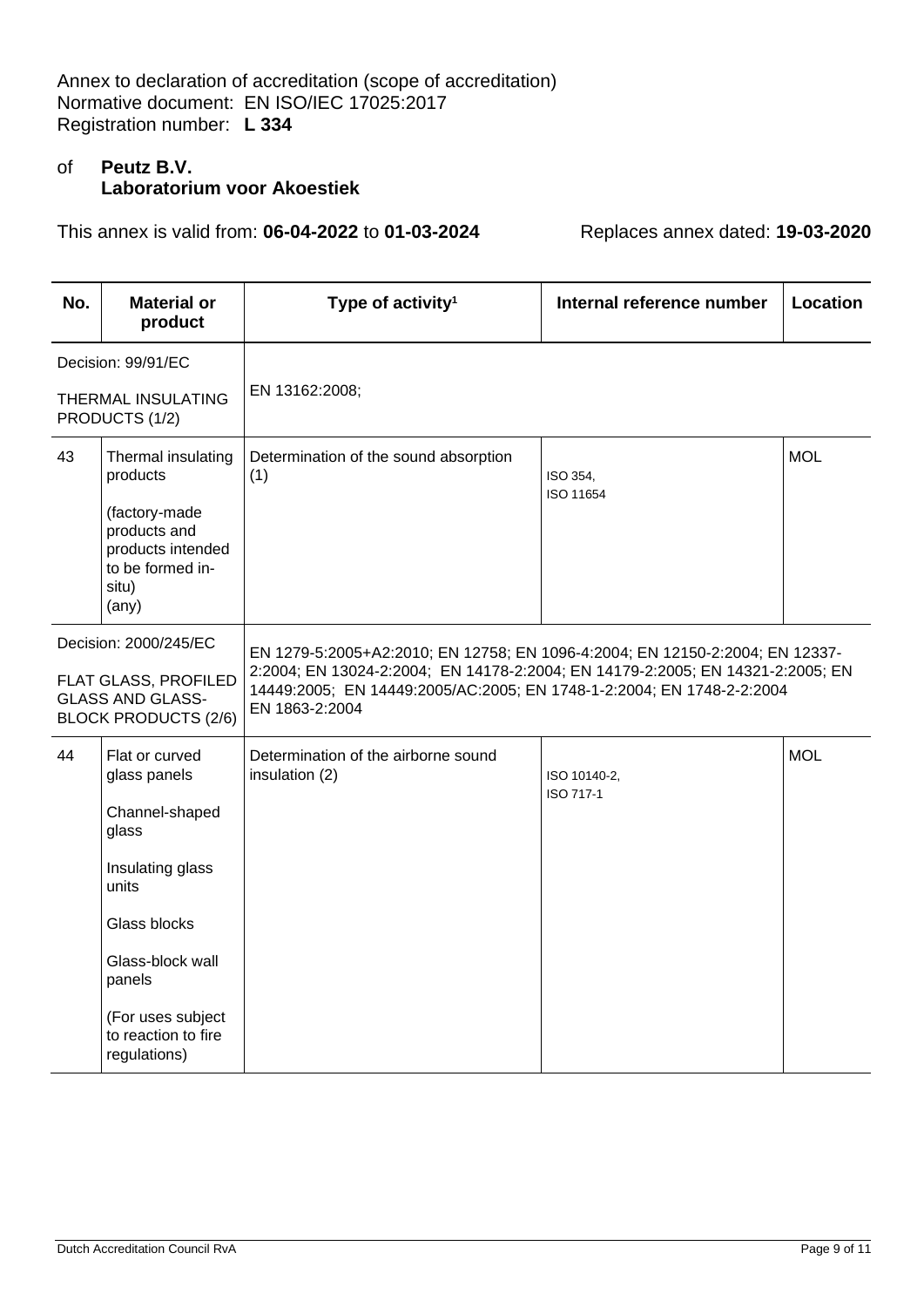Annex to declaration of accreditation (scope of accreditation)
Normative document: EN ISO/IEC 17025:2017
Registration number: **L 334**

of **Peutz B.V.**
**Laboratorium voor Akoestiek**

This annex is valid from: **06-04-2022** to **01-03-2024** Replaces annex dated: **19-03-2020**

| No. | Material or product | Type of activity[1] | Internal reference number | Location |
|---|---|---|---|---|
| Decision: 99/91/EC<br><br>THERMAL INSULATING PRODUCTS (1/2) | | EN 13162:2008; | | |
| 43 | Thermal insulating products<br><br>(factory-made products and products intended to be formed in-situ)<br>(any) | Determination of the sound absorption (1) | ISO 354,<br>ISO 11654 | MOL |
| Decision: 2000/245/EC<br><br>FLAT GLASS, PROFILED GLASS AND GLASS-BLOCK PRODUCTS (2/6) | | EN 1279-5:2005+A2:2010; EN 12758; EN 1096-4:2004; EN 12150-2:2004; EN 12337-2:2004; EN 13024-2:2004; EN 14178-2:2004; EN 14179-2:2005; EN 14321-2:2005; EN 14449:2005; EN 14449:2005/AC:2005; EN 1748-1-2:2004; EN 1748-2-2:2004 EN 1863-2:2004 | | |
| 44 | Flat or curved glass panels<br><br>Channel-shaped glass<br><br>Insulating glass units<br><br>Glass blocks<br><br>Glass-block wall panels<br><br>(For uses subject to reaction to fire regulations) | Determination of the airborne sound insulation (2) | ISO 10140-2,<br>ISO 717-1 | MOL |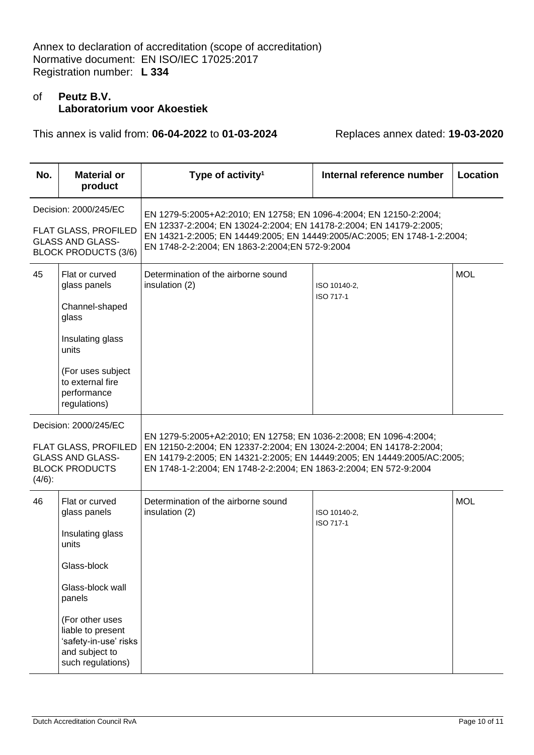Annex to declaration of accreditation (scope of accreditation)
Normative document: EN ISO/IEC 17025:2017
Registration number: **L 334**

of **Peutz B.V.**
**Laboratorium voor Akoestiek**

This annex is valid from: **06-04-2022** to **01-03-2024** Replaces annex dated: **19-03-2020**

| No. | Material or product | Type of activity[1] | Internal reference number | Location |
|---|---|---|---|---|
| Decision: 2000/245/EC<br><br>FLAT GLASS, PROFILED GLASS AND GLASS-BLOCK PRODUCTS (3/6) | | EN 1279-5:2005+A2:2010; EN 12758; EN 1096-4:2004; EN 12150-2:2004; EN 12337-2:2004; EN 13024-2:2004; EN 14178-2:2004; EN 14179-2:2005; EN 14321-2:2005; EN 14449:2005; EN 14449:2005/AC:2005; EN 1748-1-2:2004; EN 1748-2-2:2004; EN 1863-2:2004;EN 572-9:2004 | | |
| 45 | Flat or curved glass panels<br><br>Channel-shaped glass<br><br>Insulating glass units<br><br>(For uses subject to external fire performance regulations) | Determination of the airborne sound insulation (2) | ISO 10140-2,<br>ISO 717-1 | MOL |
| Decision: 2000/245/EC<br><br>FLAT GLASS, PROFILED GLASS AND GLASS-BLOCK PRODUCTS (4/6): | | EN 1279-5:2005+A2:2010; EN 12758; EN 1036-2:2008; EN 1096-4:2004; EN 12150-2:2004; EN 12337-2:2004; EN 13024-2:2004; EN 14178-2:2004; EN 14179-2:2005; EN 14321-2:2005; EN 14449:2005; EN 14449:2005/AC:2005; EN 1748-1-2:2004; EN 1748-2-2:2004; EN 1863-2:2004; EN 572-9:2004 | | |
| 46 | Flat or curved glass panels<br><br>Insulating glass units<br><br>Glass-block<br><br>Glass-block wall panels<br><br>(For other uses liable to present 'safety-in-use' risks and subject to such regulations) | Determination of the airborne sound insulation (2) | ISO 10140-2,<br>ISO 717-1 | MOL |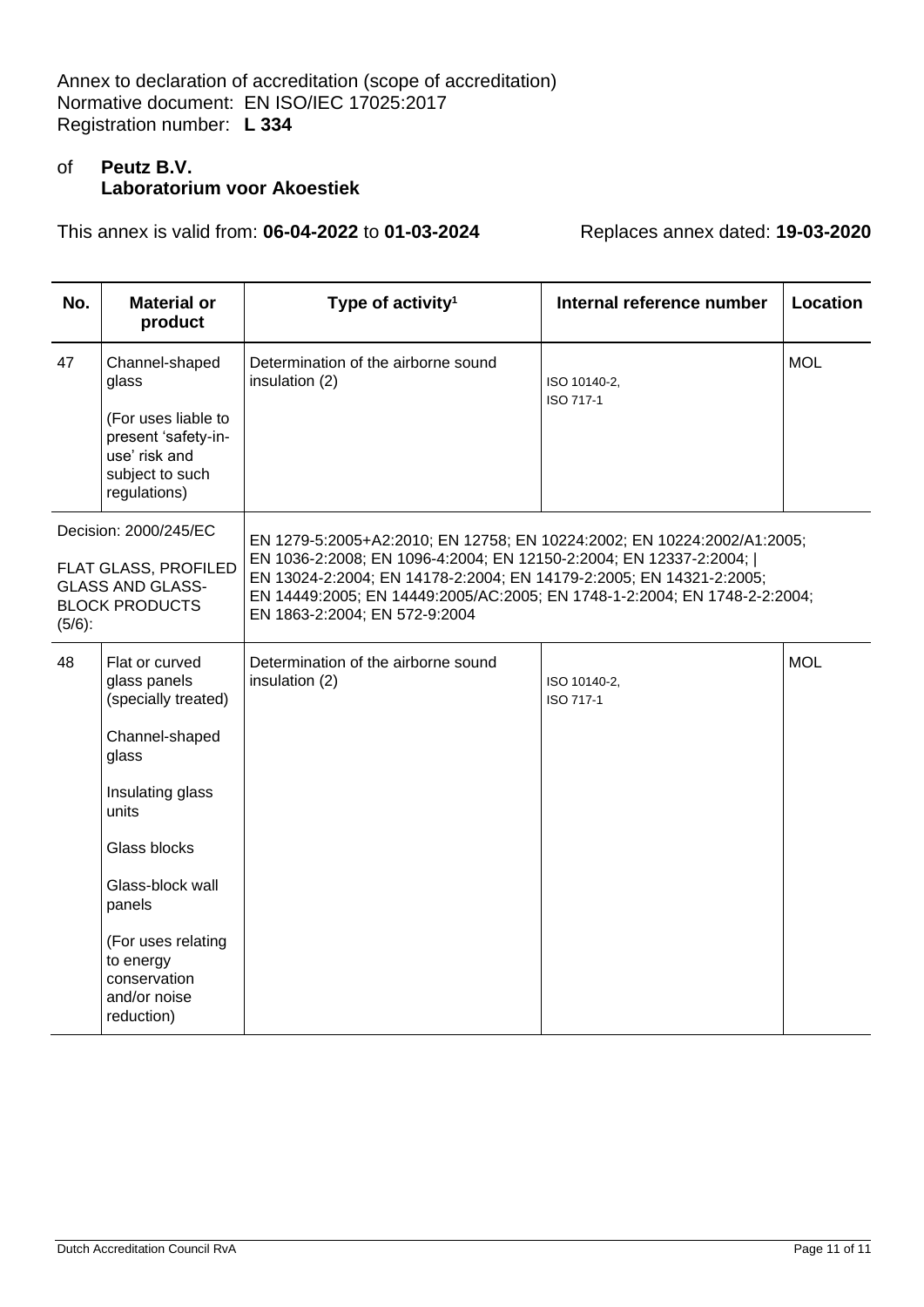Annex to declaration of accreditation (scope of accreditation)
Normative document: EN ISO/IEC 17025:2017
Registration number: **L 334**

of **Peutz B.V.**
**Laboratorium voor Akoestiek**

This annex is valid from: **06-04-2022** to **01-03-2024** Replaces annex dated: **19-03-2020**

| No. | Material or product | Type of activity[1] | Internal reference number | Location |
|---|---|---|---|---|
| 47 | Channel-shaped glass<br><br>(For uses liable to present 'safety-in-use' risk and subject to such regulations) | Determination of the airborne sound insulation (2) | ISO 10140-2,<br>ISO 717-1 | MOL |
| Decision: 2000/245/EC<br><br>FLAT GLASS, PROFILED GLASS AND GLASS-BLOCK PRODUCTS (5/6): | | EN 1279-5:2005+A2:2010; EN 12758; EN 10224:2002; EN 10224:2002/A1:2005; EN 1036-2:2008; EN 1096-4:2004; EN 12150-2:2004; EN 12337-2:2004; \| EN 13024-2:2004; EN 14178-2:2004; EN 14179-2:2005; EN 14321-2:2005; EN 14449:2005; EN 14449:2005/AC:2005; EN 1748-1-2:2004; EN 1748-2-2:2004; EN 1863-2:2004; EN 572-9:2004 | | |
| 48 | Flat or curved glass panels (specially treated)<br><br>Channel-shaped glass<br><br>Insulating glass units<br><br>Glass blocks<br><br>Glass-block wall panels<br><br>(For uses relating to energy conservation and/or noise reduction) | Determination of the airborne sound insulation (2) | ISO 10140-2,<br>ISO 717-1 | MOL |